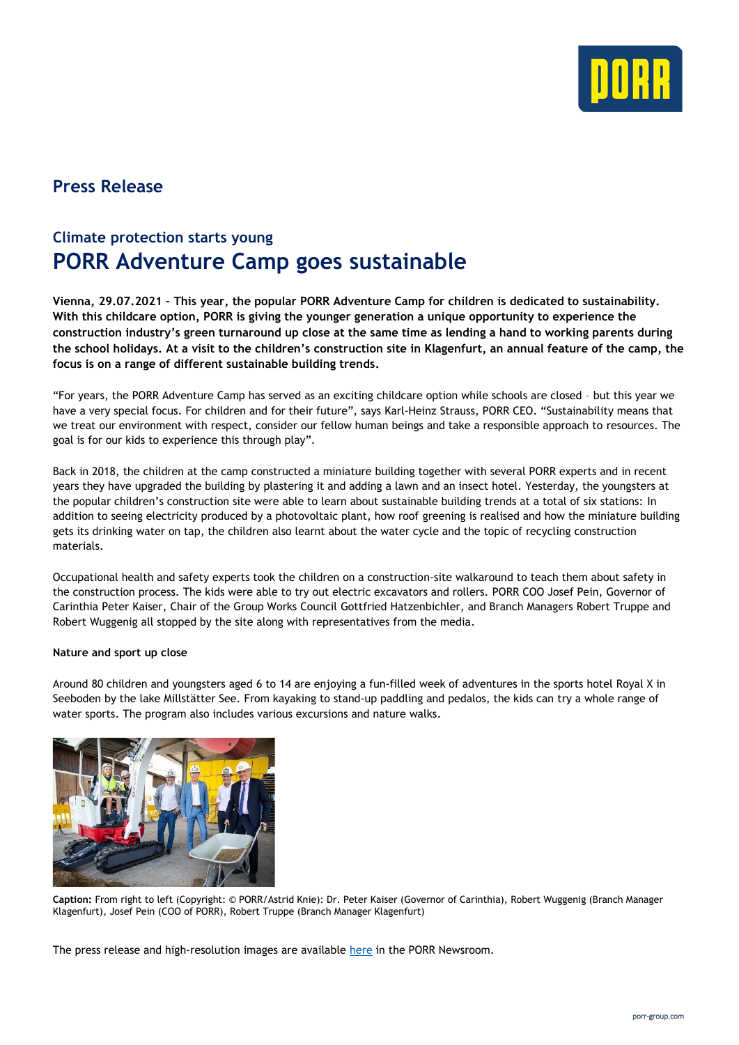## Press Release

### Climate protection starts young

# PORR Adventure Camp goes sustainable

**Vienna, 29.07.2021 – This year, the popular PORR Adventure Camp for children is dedicated to sustainability. With this childcare option, PORR is giving the younger generation a unique opportunity to experience the construction industry's green turnaround up close at the same time as lending a hand to working parents during the school holidays. At a visit to the children's construction site in Klagenfurt, an annual feature of the camp, the focus is on a range of different sustainable building trends.**

"For years, the PORR Adventure Camp has served as an exciting childcare option while schools are closed – but this year we have a very special focus. For children and for their future", says Karl-Heinz Strauss, PORR CEO. "Sustainability means that we treat our environment with respect, consider our fellow human beings and take a responsible approach to resources. The goal is for our kids to experience this through play".

Back in 2018, the children at the camp constructed a miniature building together with several PORR experts and in recent years they have upgraded the building by plastering it and adding a lawn and an insect hotel. Yesterday, the youngsters at the popular children's construction site were able to learn about sustainable building trends at a total of six stations: In addition to seeing electricity produced by a photovoltaic plant, how roof greening is realised and how the miniature building gets its drinking water on tap, the children also learnt about the water cycle and the topic of recycling construction materials.

Occupational health and safety experts took the children on a construction-site walkaround to teach them about safety in the construction process. The kids were able to try out electric excavators and rollers. PORR COO Josef Pein, Governor of Carinthia Peter Kaiser, Chair of the Group Works Council Gottfried Hatzenbichler, and Branch Managers Robert Truppe and Robert Wuggenig all stopped by the site along with representatives from the media.

**Nature and sport up close**

Around 80 children and youngsters aged 6 to 14 are enjoying a fun-filled week of adventures in the sports hotel Royal X in Seeboden by the lake Millstätter See. From kayaking to stand-up paddling and pedalos, the kids can try a whole range of water sports. The program also includes various excursions and nature walks.

**Caption:** From right to left (Copyright: © PORR/Astrid Knie): Dr. Peter Kaiser (Governor of Carinthia), Robert Wuggenig (Branch Manager Klagenfurt), Josef Pein (COO of PORR), Robert Truppe (Branch Manager Klagenfurt)

The press release and high-resolution images are available here in the PORR Newsroom.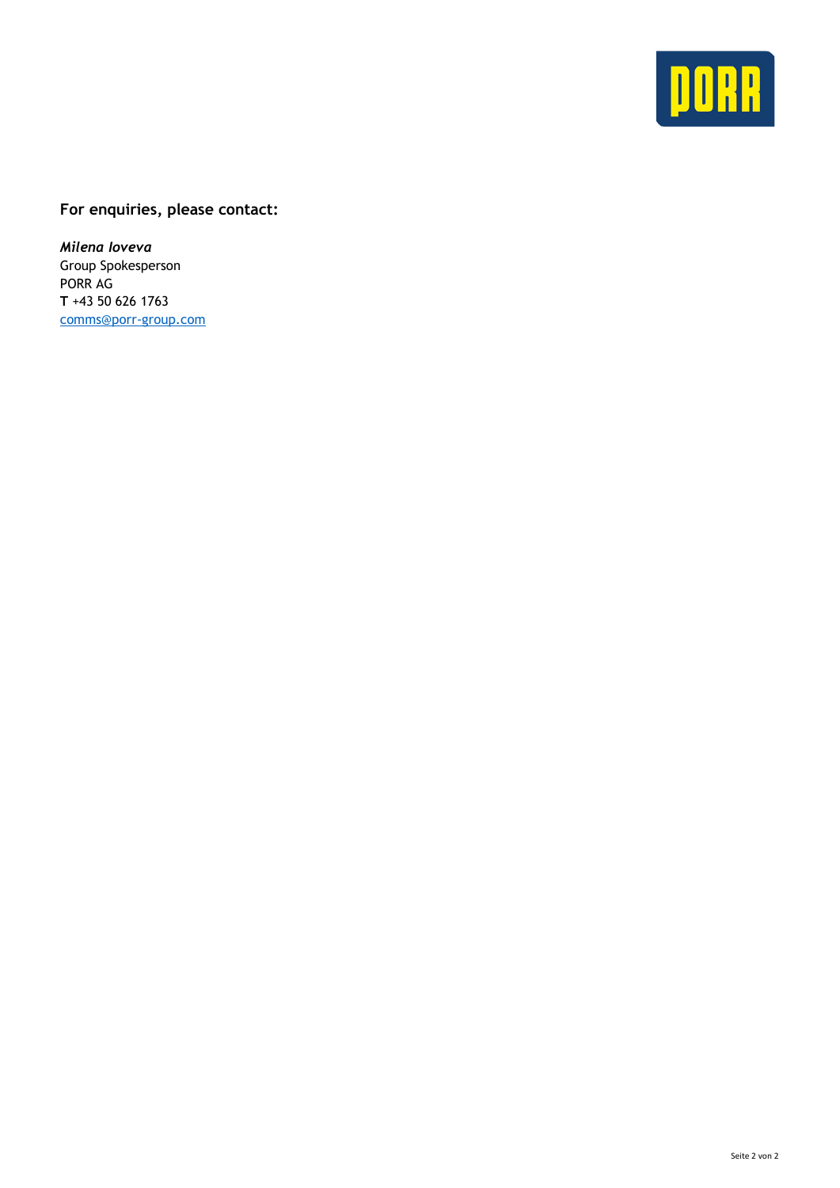**For enquiries, please contact:**

***Milena Ioveva***
Group Spokesperson
PORR AG
**T** +43 50 626 1763
comms@porr-group.com